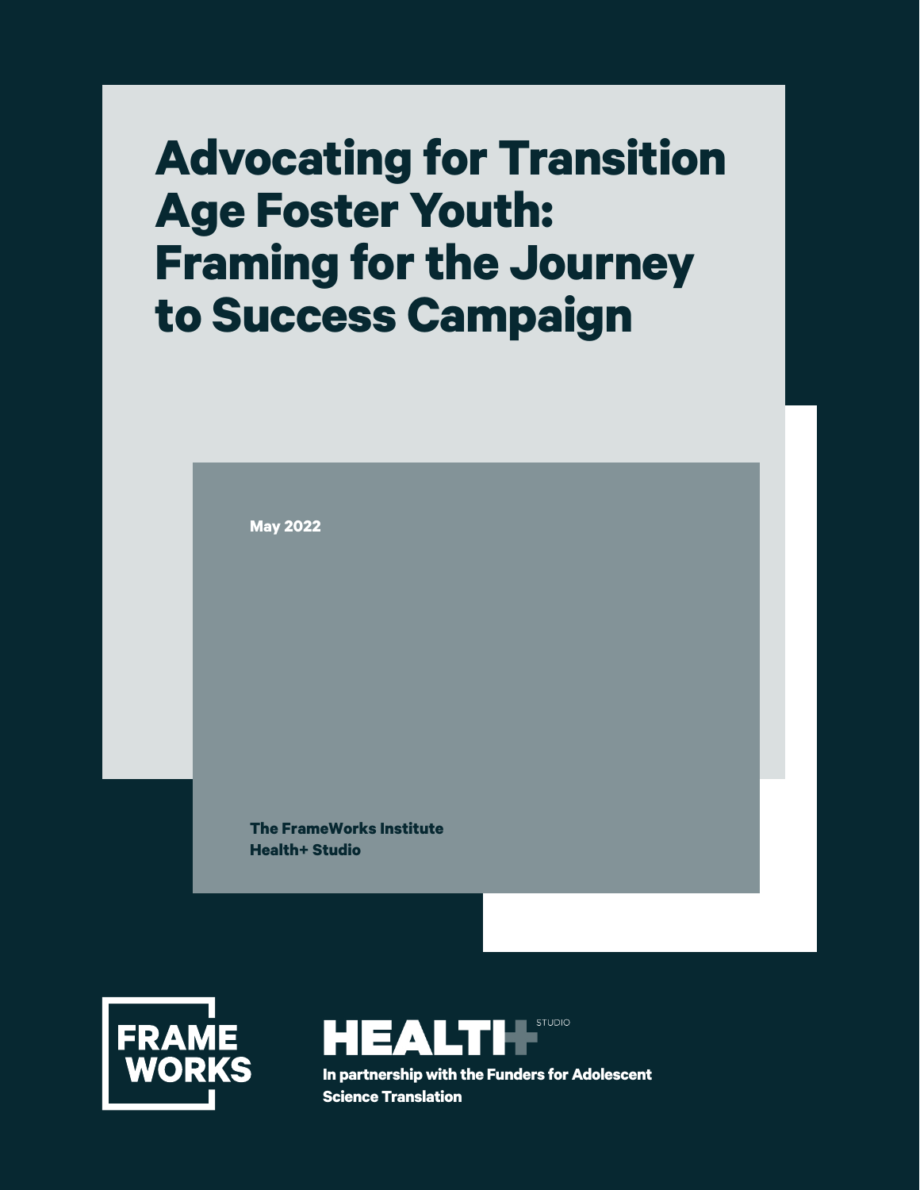# Advocating for Transition Age Foster Youth: Framing for the Journey to Success Campaign

**May 2022**

**The FrameWorks Institute**
**Health+ Studio**

FRAME WORKS

HEALTH+ STUDIO

**In partnership with the Funders for Adolescent Science Translation**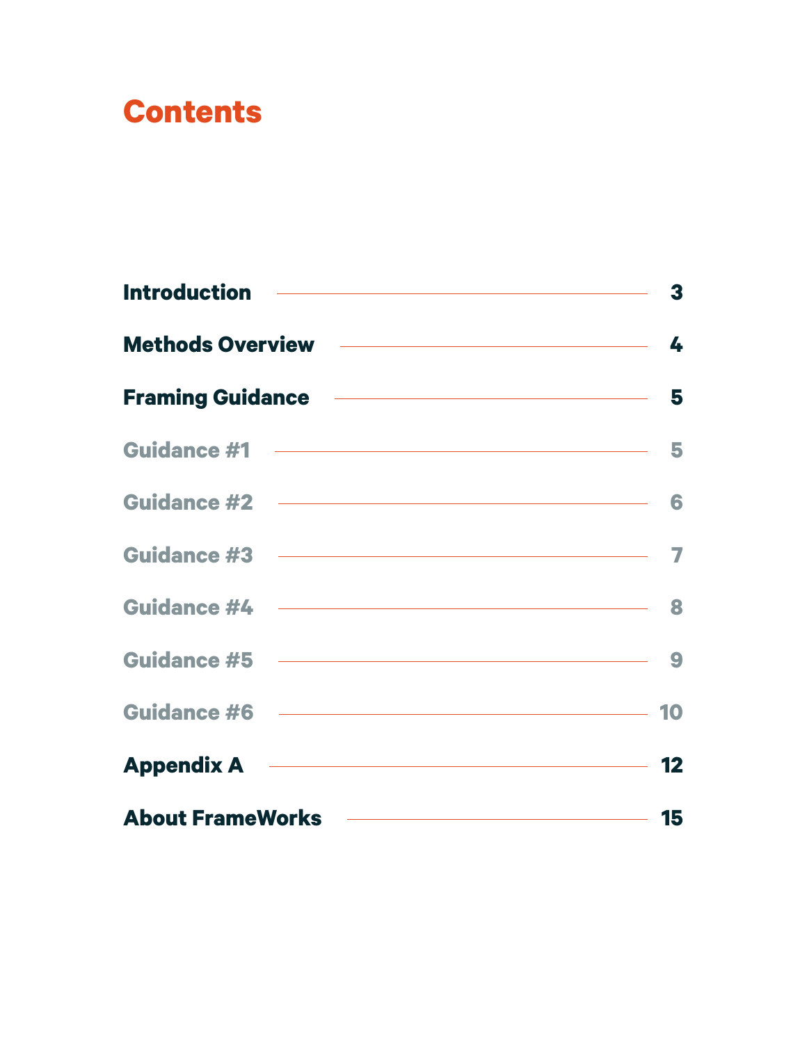# Contents

| | |
|---|---|
| **Introduction** | **3** |
| **Methods Overview** | **4** |
| **Framing Guidance** | **5** |
| Guidance #1 | 5 |
| Guidance #2 | 6 |
| Guidance #3 | 7 |
| Guidance #4 | 8 |
| Guidance #5 | 9 |
| Guidance #6 | 10 |
| **Appendix A** | **12** |
| **About FrameWorks** | **15** |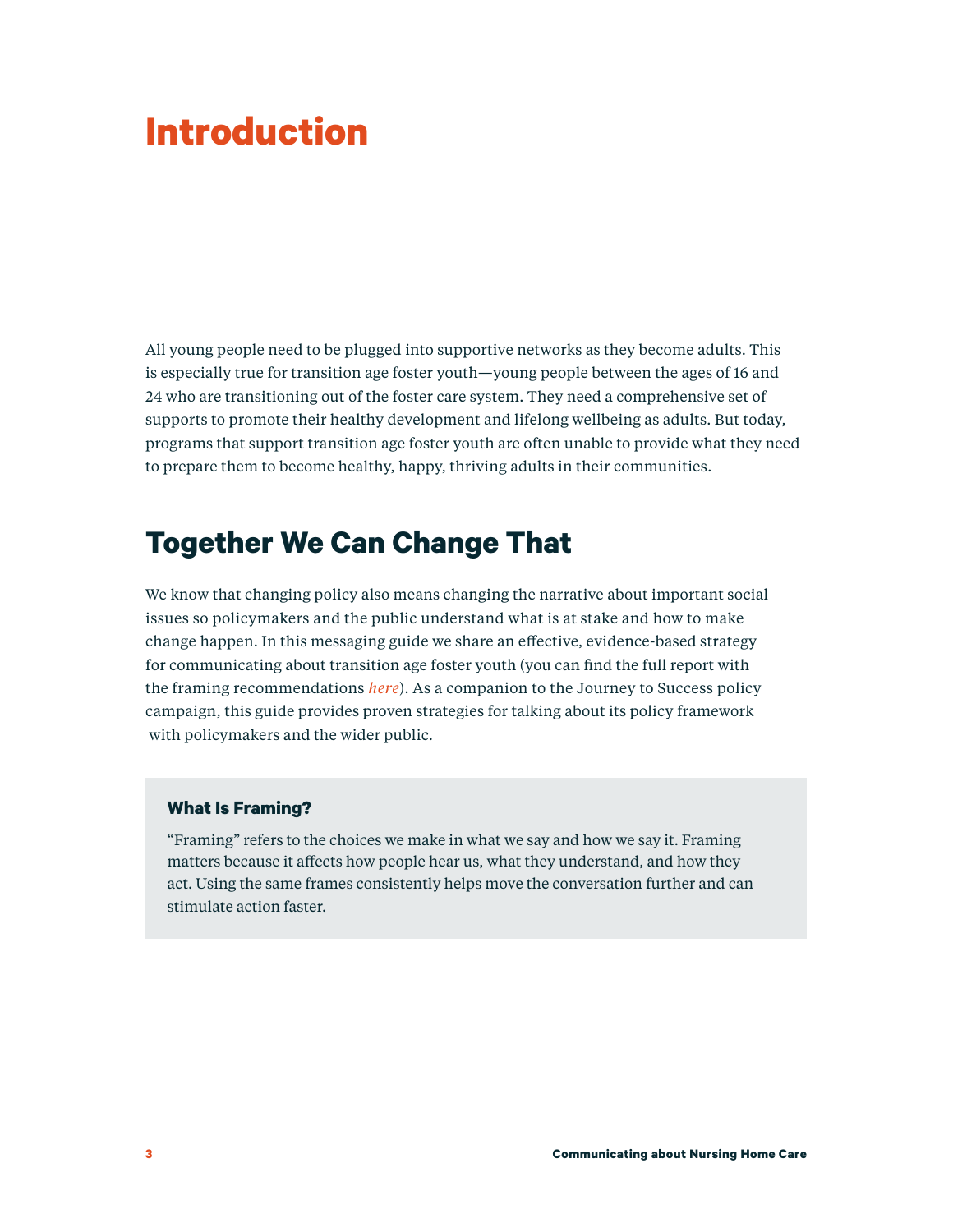# Introduction

All young people need to be plugged into supportive networks as they become adults. This is especially true for transition age foster youth—young people between the ages of 16 and 24 who are transitioning out of the foster care system. They need a comprehensive set of supports to promote their healthy development and lifelong wellbeing as adults. But today, programs that support transition age foster youth are often unable to provide what they need to prepare them to become healthy, happy, thriving adults in their communities.

## Together We Can Change That

We know that changing policy also means changing the narrative about important social issues so policymakers and the public understand what is at stake and how to make change happen. In this messaging guide we share an effective, evidence-based strategy for communicating about transition age foster youth (you can find the full report with the framing recommendations *here*). As a companion to the Journey to Success policy campaign, this guide provides proven strategies for talking about its policy framework with policymakers and the wider public.

### What Is Framing?

"Framing" refers to the choices we make in what we say and how we say it. Framing matters because it affects how people hear us, what they understand, and how they act. Using the same frames consistently helps move the conversation further and can stimulate action faster.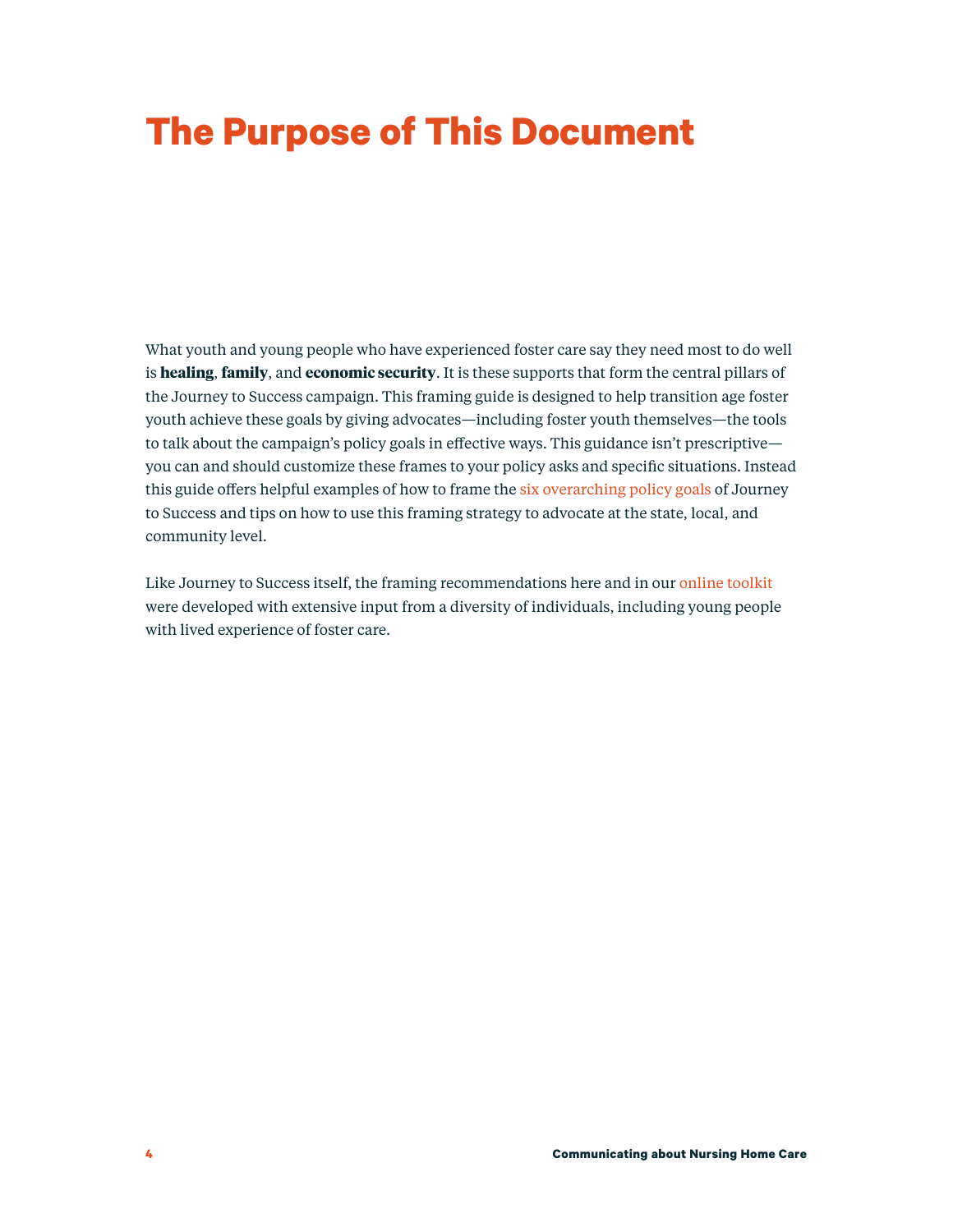# The Purpose of This Document

What youth and young people who have experienced foster care say they need most to do well is **healing**, **family**, and **economic security**. It is these supports that form the central pillars of the Journey to Success campaign. This framing guide is designed to help transition age foster youth achieve these goals by giving advocates—including foster youth themselves—the tools to talk about the campaign's policy goals in effective ways. This guidance isn't prescriptive—you can and should customize these frames to your policy asks and specific situations. Instead this guide offers helpful examples of how to frame the six overarching policy goals of Journey to Success and tips on how to use this framing strategy to advocate at the state, local, and community level.

Like Journey to Success itself, the framing recommendations here and in our online toolkit were developed with extensive input from a diversity of individuals, including young people with lived experience of foster care.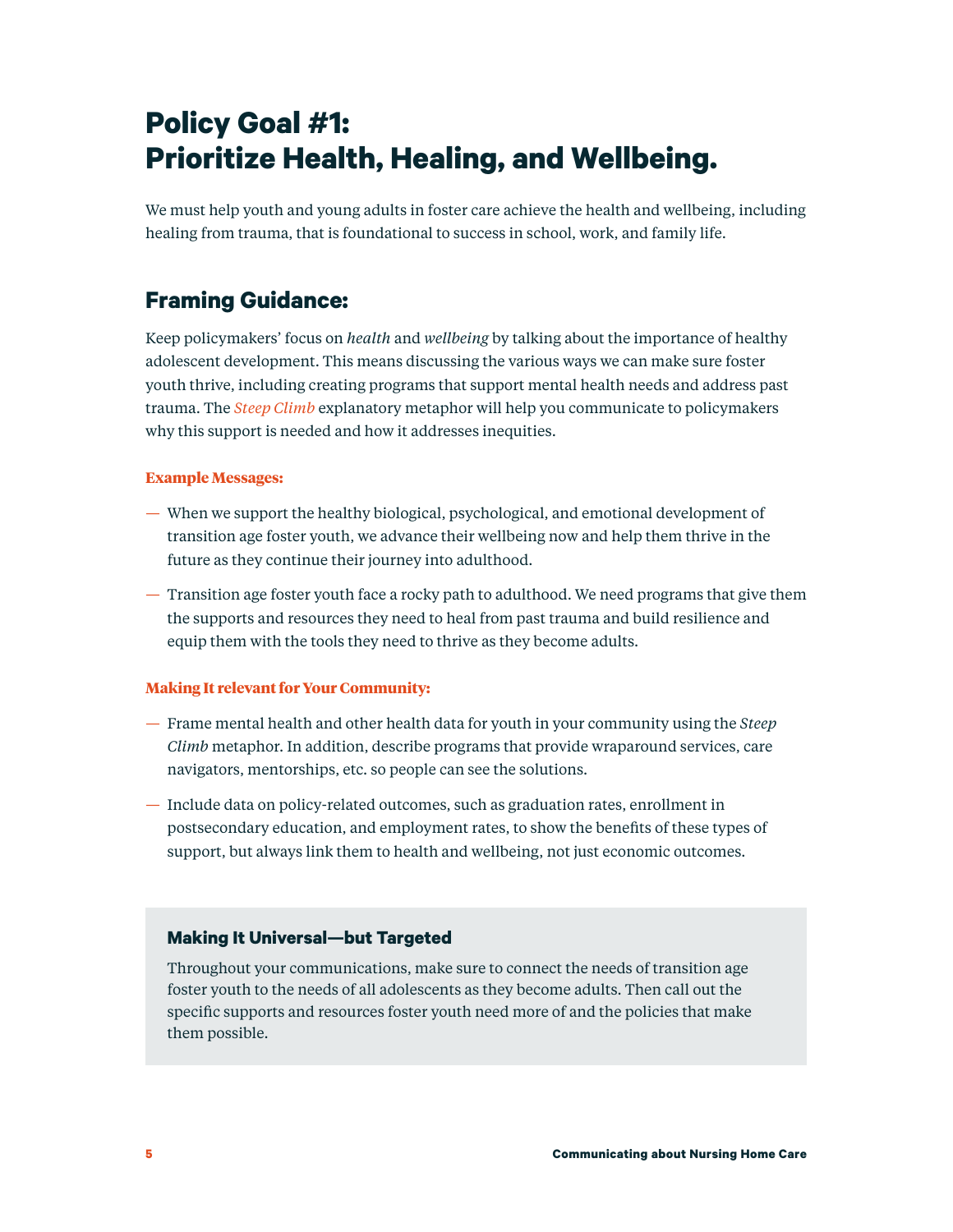# Policy Goal #1: Prioritize Health, Healing, and Wellbeing.

We must help youth and young adults in foster care achieve the health and wellbeing, including healing from trauma, that is foundational to success in school, work, and family life.

## Framing Guidance:

Keep policymakers' focus on *health* and *wellbeing* by talking about the importance of healthy adolescent development. This means discussing the various ways we can make sure foster youth thrive, including creating programs that support mental health needs and address past trauma. The *Steep Climb* explanatory metaphor will help you communicate to policymakers why this support is needed and how it addresses inequities.

**Example Messages:**

- When we support the healthy biological, psychological, and emotional development of transition age foster youth, we advance their wellbeing now and help them thrive in the future as they continue their journey into adulthood.
- Transition age foster youth face a rocky path to adulthood. We need programs that give them the supports and resources they need to heal from past trauma and build resilience and equip them with the tools they need to thrive as they become adults.

**Making It relevant for Your Community:**

- Frame mental health and other health data for youth in your community using the *Steep Climb* metaphor. In addition, describe programs that provide wraparound services, care navigators, mentorships, etc. so people can see the solutions.
- Include data on policy-related outcomes, such as graduation rates, enrollment in postsecondary education, and employment rates, to show the benefits of these types of support, but always link them to health and wellbeing, not just economic outcomes.

### Making It Universal—but Targeted

Throughout your communications, make sure to connect the needs of transition age foster youth to the needs of all adolescents as they become adults. Then call out the specific supports and resources foster youth need more of and the policies that make them possible.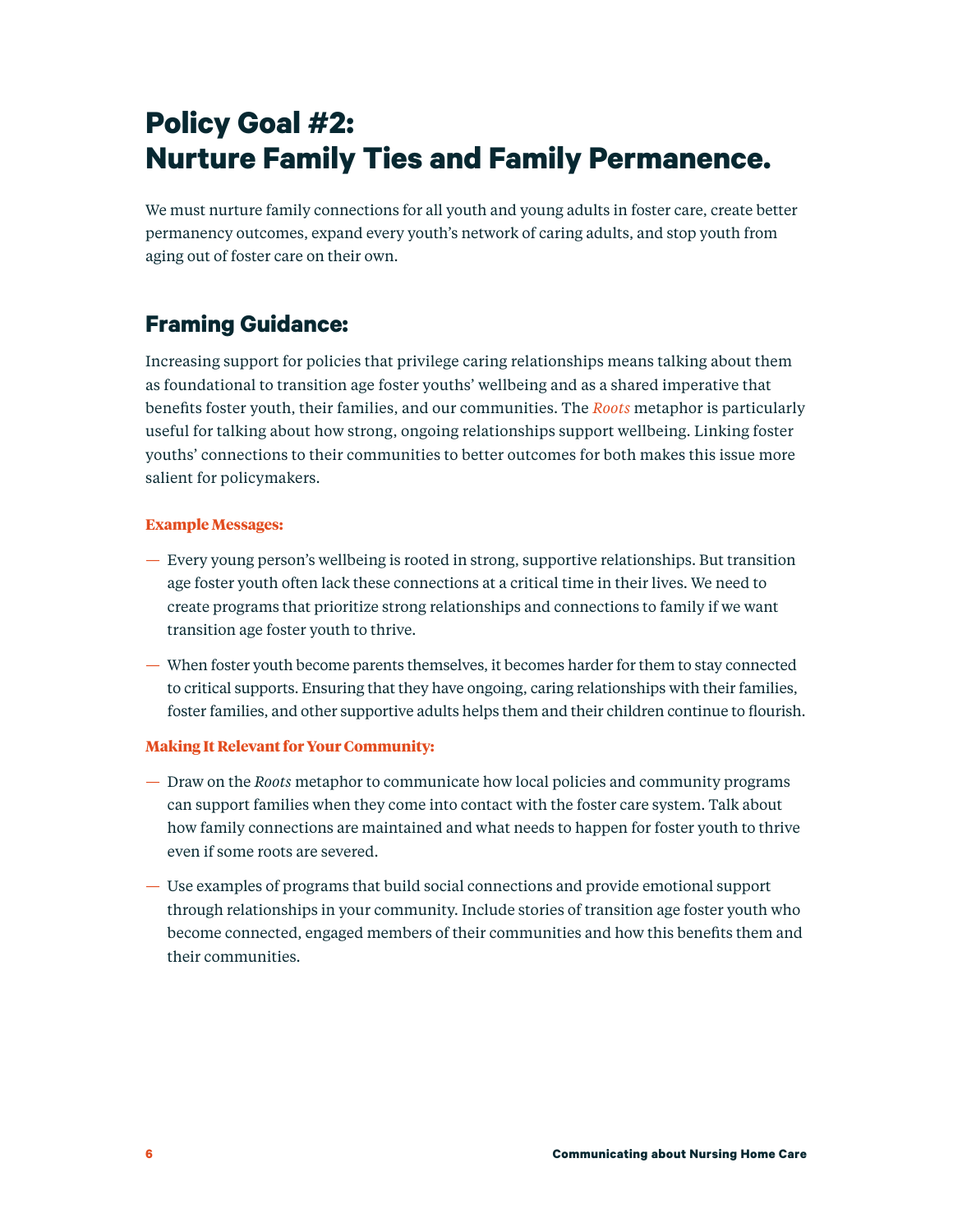# Policy Goal #2: Nurture Family Ties and Family Permanence.

We must nurture family connections for all youth and young adults in foster care, create better permanency outcomes, expand every youth's network of caring adults, and stop youth from aging out of foster care on their own.

## Framing Guidance:

Increasing support for policies that privilege caring relationships means talking about them as foundational to transition age foster youths' wellbeing and as a shared imperative that benefits foster youth, their families, and our communities. The *Roots* metaphor is particularly useful for talking about how strong, ongoing relationships support wellbeing. Linking foster youths' connections to their communities to better outcomes for both makes this issue more salient for policymakers.

**Example Messages:**

— Every young person's wellbeing is rooted in strong, supportive relationships. But transition age foster youth often lack these connections at a critical time in their lives. We need to create programs that prioritize strong relationships and connections to family if we want transition age foster youth to thrive.

— When foster youth become parents themselves, it becomes harder for them to stay connected to critical supports. Ensuring that they have ongoing, caring relationships with their families, foster families, and other supportive adults helps them and their children continue to flourish.

**Making It Relevant for Your Community:**

— Draw on the *Roots* metaphor to communicate how local policies and community programs can support families when they come into contact with the foster care system. Talk about how family connections are maintained and what needs to happen for foster youth to thrive even if some roots are severed.

— Use examples of programs that build social connections and provide emotional support through relationships in your community. Include stories of transition age foster youth who become connected, engaged members of their communities and how this benefits them and their communities.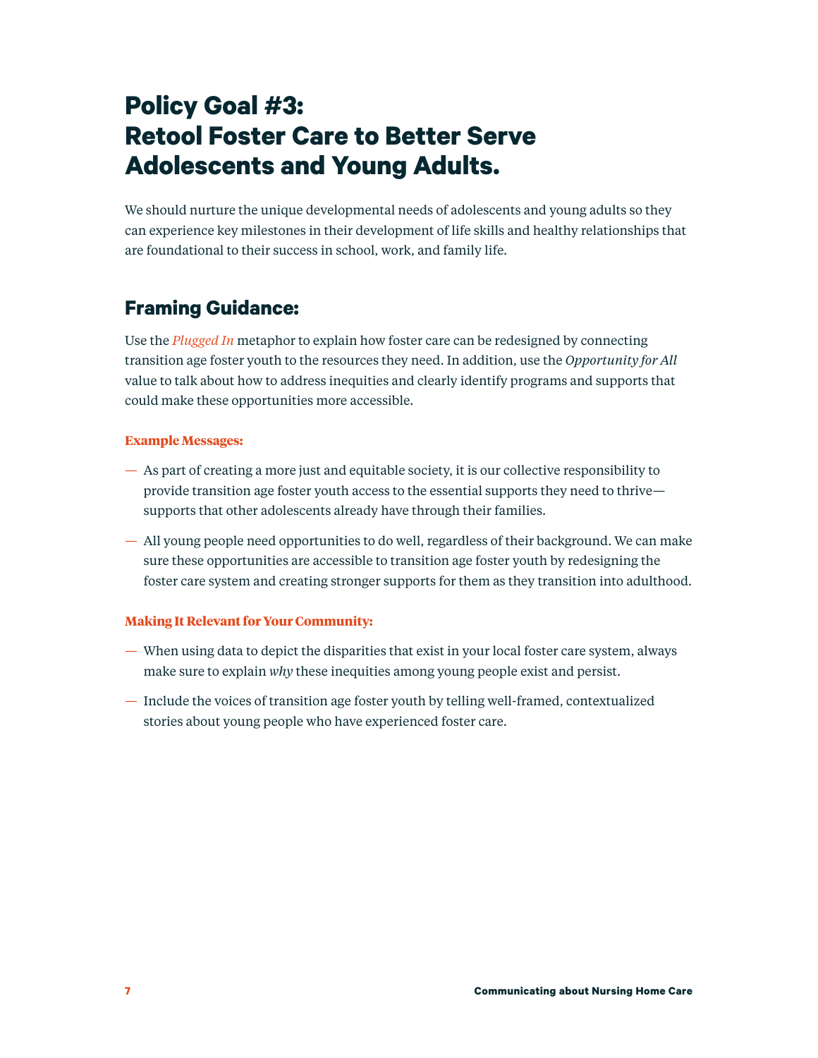# Policy Goal #3: Retool Foster Care to Better Serve Adolescents and Young Adults.

We should nurture the unique developmental needs of adolescents and young adults so they can experience key milestones in their development of life skills and healthy relationships that are foundational to their success in school, work, and family life.

## Framing Guidance:

Use the *Plugged In* metaphor to explain how foster care can be redesigned by connecting transition age foster youth to the resources they need. In addition, use the *Opportunity for All* value to talk about how to address inequities and clearly identify programs and supports that could make these opportunities more accessible.

**Example Messages:**

— As part of creating a more just and equitable society, it is our collective responsibility to provide transition age foster youth access to the essential supports they need to thrive—supports that other adolescents already have through their families.

— All young people need opportunities to do well, regardless of their background. We can make sure these opportunities are accessible to transition age foster youth by redesigning the foster care system and creating stronger supports for them as they transition into adulthood.

**Making It Relevant for Your Community:**

— When using data to depict the disparities that exist in your local foster care system, always make sure to explain *why* these inequities among young people exist and persist.

— Include the voices of transition age foster youth by telling well-framed, contextualized stories about young people who have experienced foster care.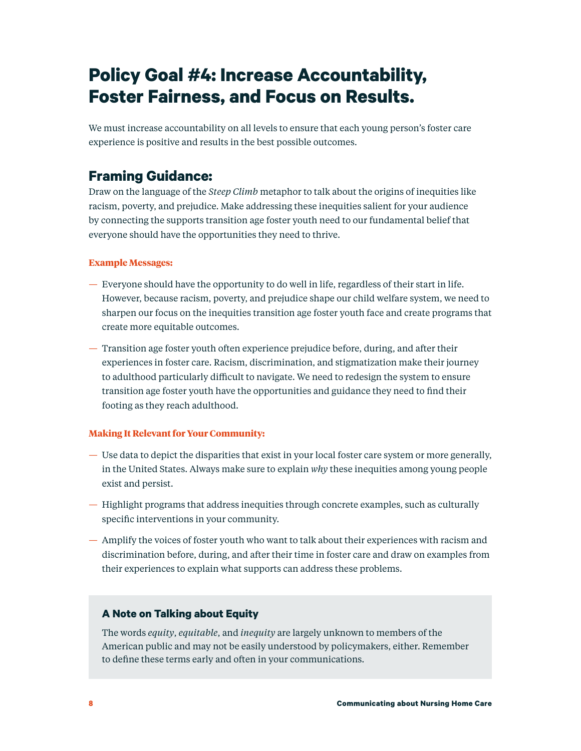# Policy Goal #4: Increase Accountability, Foster Fairness, and Focus on Results.

We must increase accountability on all levels to ensure that each young person's foster care experience is positive and results in the best possible outcomes.

## Framing Guidance:

Draw on the language of the *Steep Climb* metaphor to talk about the origins of inequities like racism, poverty, and prejudice. Make addressing these inequities salient for your audience by connecting the supports transition age foster youth need to our fundamental belief that everyone should have the opportunities they need to thrive.

**Example Messages:**

— Everyone should have the opportunity to do well in life, regardless of their start in life. However, because racism, poverty, and prejudice shape our child welfare system, we need to sharpen our focus on the inequities transition age foster youth face and create programs that create more equitable outcomes.

— Transition age foster youth often experience prejudice before, during, and after their experiences in foster care. Racism, discrimination, and stigmatization make their journey to adulthood particularly difficult to navigate. We need to redesign the system to ensure transition age foster youth have the opportunities and guidance they need to find their footing as they reach adulthood.

**Making It Relevant for Your Community:**

— Use data to depict the disparities that exist in your local foster care system or more generally, in the United States. Always make sure to explain *why* these inequities among young people exist and persist.

— Highlight programs that address inequities through concrete examples, such as culturally specific interventions in your community.

— Amplify the voices of foster youth who want to talk about their experiences with racism and discrimination before, during, and after their time in foster care and draw on examples from their experiences to explain what supports can address these problems.

### A Note on Talking about Equity

The words *equity*, *equitable*, and *inequity* are largely unknown to members of the American public and may not be easily understood by policymakers, either. Remember to define these terms early and often in your communications.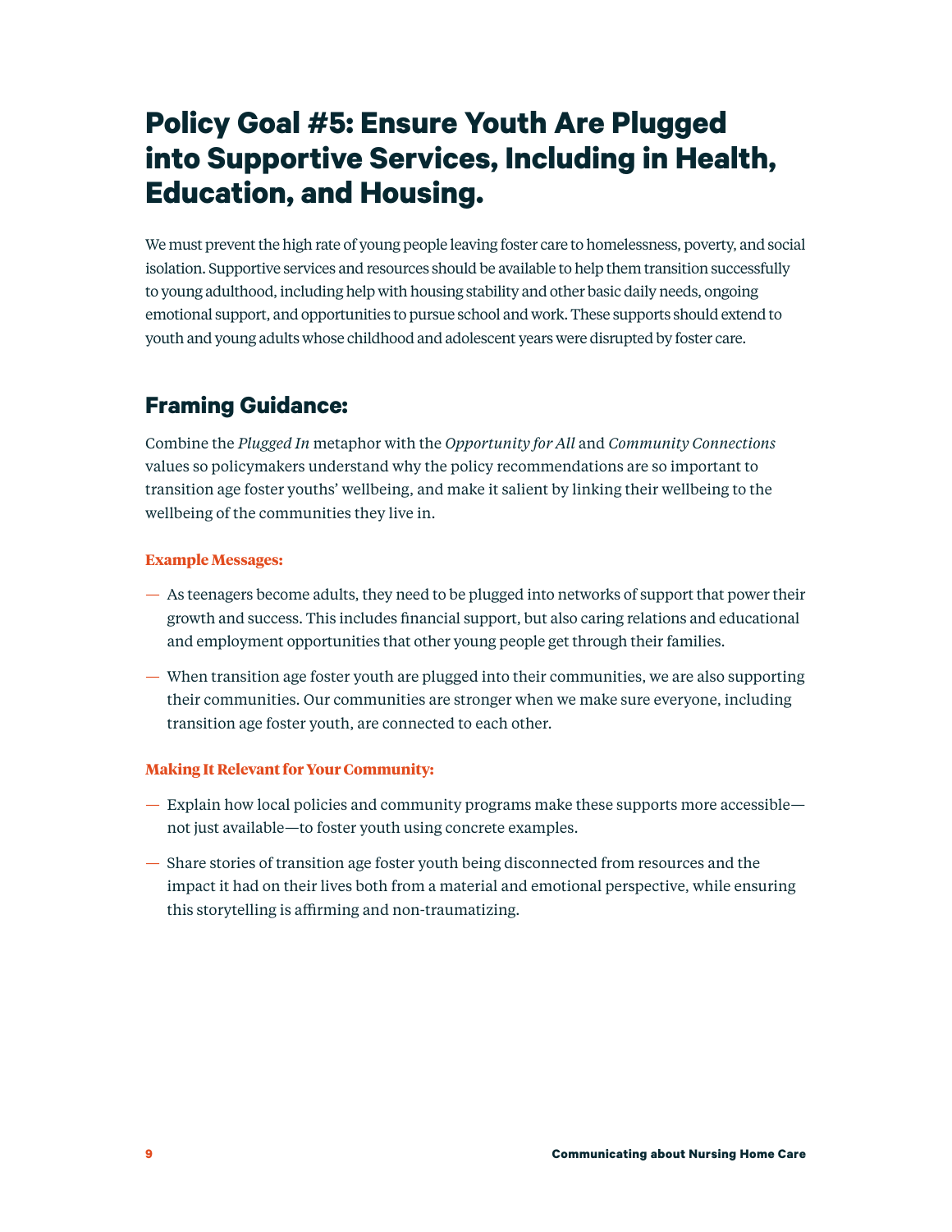# Policy Goal #5: Ensure Youth Are Plugged into Supportive Services, Including in Health, Education, and Housing.

We must prevent the high rate of young people leaving foster care to homelessness, poverty, and social isolation. Supportive services and resources should be available to help them transition successfully to young adulthood, including help with housing stability and other basic daily needs, ongoing emotional support, and opportunities to pursue school and work. These supports should extend to youth and young adults whose childhood and adolescent years were disrupted by foster care.

## Framing Guidance:

Combine the *Plugged In* metaphor with the *Opportunity for All* and *Community Connections* values so policymakers understand why the policy recommendations are so important to transition age foster youths' wellbeing, and make it salient by linking their wellbeing to the wellbeing of the communities they live in.

**Example Messages:**

- As teenagers become adults, they need to be plugged into networks of support that power their growth and success. This includes financial support, but also caring relations and educational and employment opportunities that other young people get through their families.
- When transition age foster youth are plugged into their communities, we are also supporting their communities. Our communities are stronger when we make sure everyone, including transition age foster youth, are connected to each other.

**Making It Relevant for Your Community:**

- Explain how local policies and community programs make these supports more accessible—not just available—to foster youth using concrete examples.
- Share stories of transition age foster youth being disconnected from resources and the impact it had on their lives both from a material and emotional perspective, while ensuring this storytelling is affirming and non-traumatizing.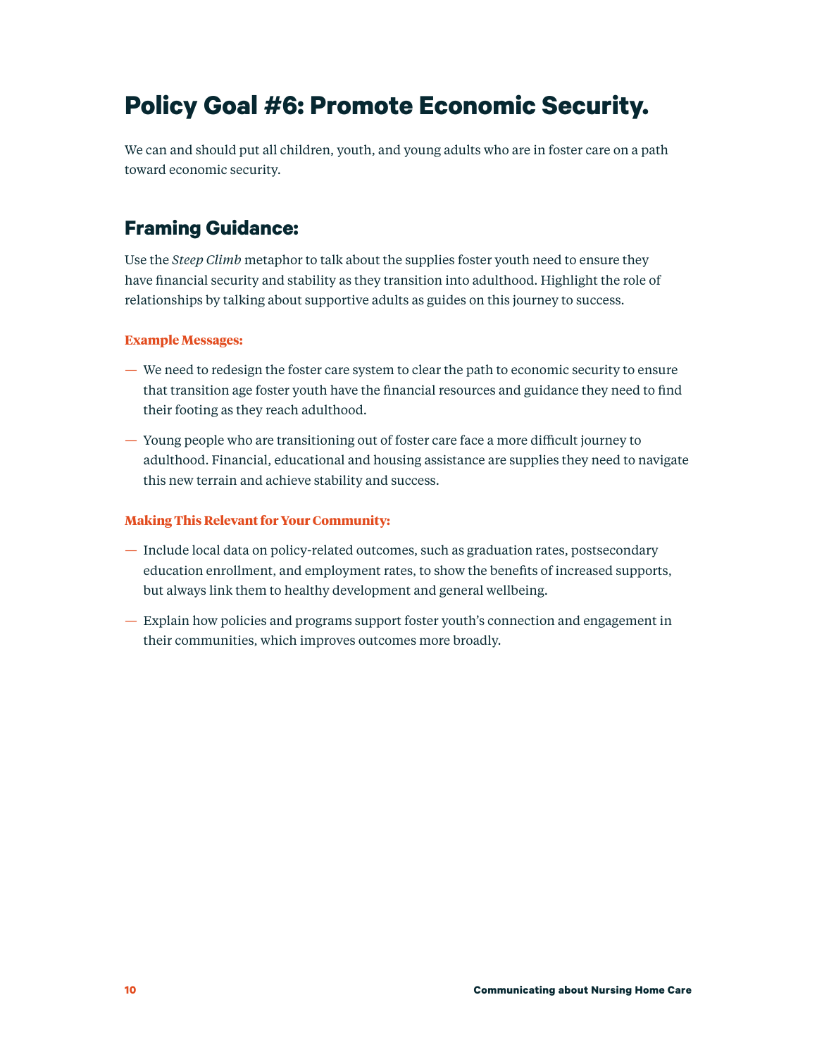# Policy Goal #6: Promote Economic Security.

We can and should put all children, youth, and young adults who are in foster care on a path toward economic security.

## Framing Guidance:

Use the *Steep Climb* metaphor to talk about the supplies foster youth need to ensure they have financial security and stability as they transition into adulthood. Highlight the role of relationships by talking about supportive adults as guides on this journey to success.

**Example Messages:**

- We need to redesign the foster care system to clear the path to economic security to ensure that transition age foster youth have the financial resources and guidance they need to find their footing as they reach adulthood.
- Young people who are transitioning out of foster care face a more difficult journey to adulthood. Financial, educational and housing assistance are supplies they need to navigate this new terrain and achieve stability and success.

**Making This Relevant for Your Community:**

- Include local data on policy-related outcomes, such as graduation rates, postsecondary education enrollment, and employment rates, to show the benefits of increased supports, but always link them to healthy development and general wellbeing.
- Explain how policies and programs support foster youth's connection and engagement in their communities, which improves outcomes more broadly.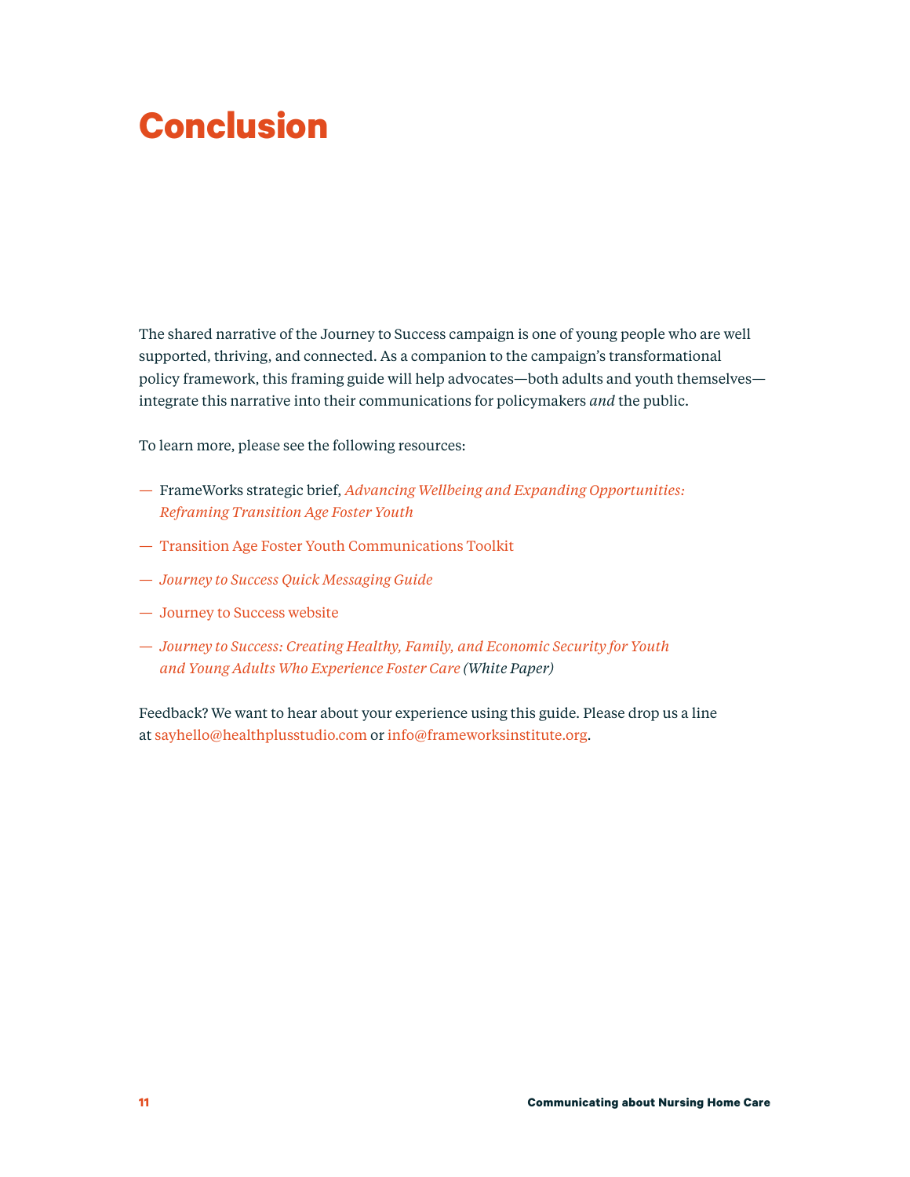# Conclusion

The shared narrative of the Journey to Success campaign is one of young people who are well supported, thriving, and connected. As a companion to the campaign's transformational policy framework, this framing guide will help advocates—both adults and youth themselves—integrate this narrative into their communications for policymakers *and* the public.

To learn more, please see the following resources:

- FrameWorks strategic brief, *Advancing Wellbeing and Expanding Opportunities: Reframing Transition Age Foster Youth*
- Transition Age Foster Youth Communications Toolkit
- *Journey to Success Quick Messaging Guide*
- Journey to Success website
- *Journey to Success: Creating Healthy, Family, and Economic Security for Youth and Young Adults Who Experience Foster Care (White Paper)*

Feedback? We want to hear about your experience using this guide. Please drop us a line at sayhello@healthplusstudio.com or info@frameworksinstitute.org.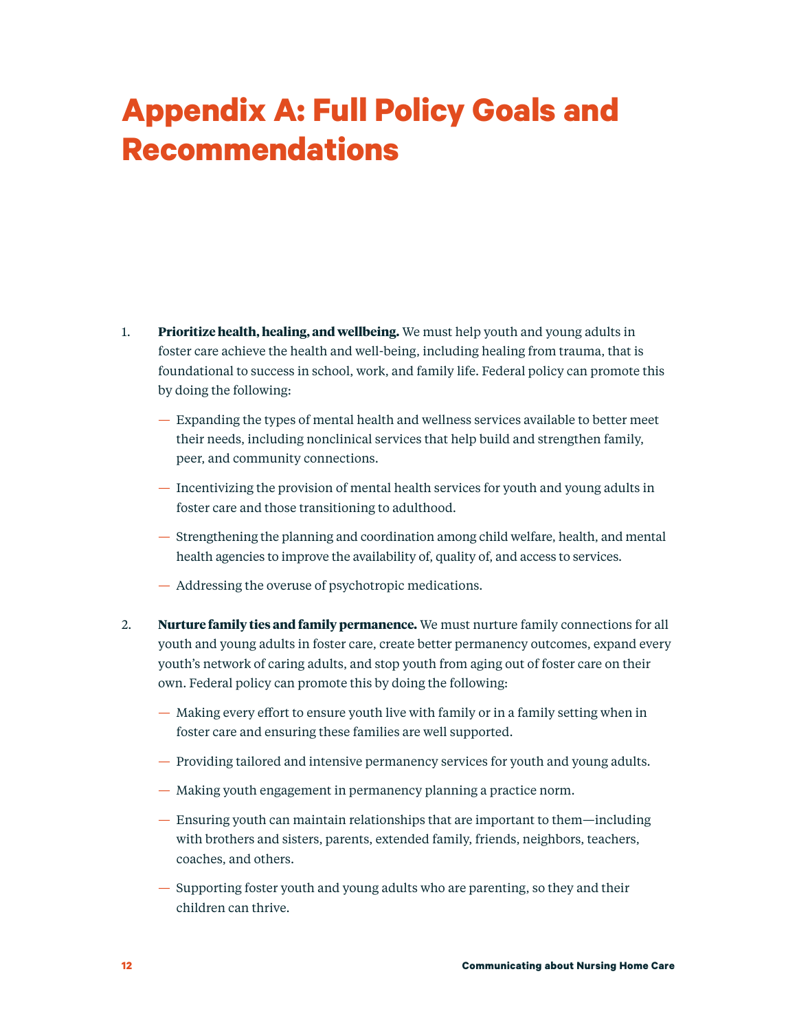# Appendix A: Full Policy Goals and Recommendations

1. **Prioritize health, healing, and wellbeing.** We must help youth and young adults in foster care achieve the health and well-being, including healing from trauma, that is foundational to success in school, work, and family life. Federal policy can promote this by doing the following:

   — Expanding the types of mental health and wellness services available to better meet their needs, including nonclinical services that help build and strengthen family, peer, and community connections.

   — Incentivizing the provision of mental health services for youth and young adults in foster care and those transitioning to adulthood.

   — Strengthening the planning and coordination among child welfare, health, and mental health agencies to improve the availability of, quality of, and access to services.

   — Addressing the overuse of psychotropic medications.

2. **Nurture family ties and family permanence.** We must nurture family connections for all youth and young adults in foster care, create better permanency outcomes, expand every youth's network of caring adults, and stop youth from aging out of foster care on their own. Federal policy can promote this by doing the following:

   — Making every effort to ensure youth live with family or in a family setting when in foster care and ensuring these families are well supported.

   — Providing tailored and intensive permanency services for youth and young adults.

   — Making youth engagement in permanency planning a practice norm.

   — Ensuring youth can maintain relationships that are important to them—including with brothers and sisters, parents, extended family, friends, neighbors, teachers, coaches, and others.

   — Supporting foster youth and young adults who are parenting, so they and their children can thrive.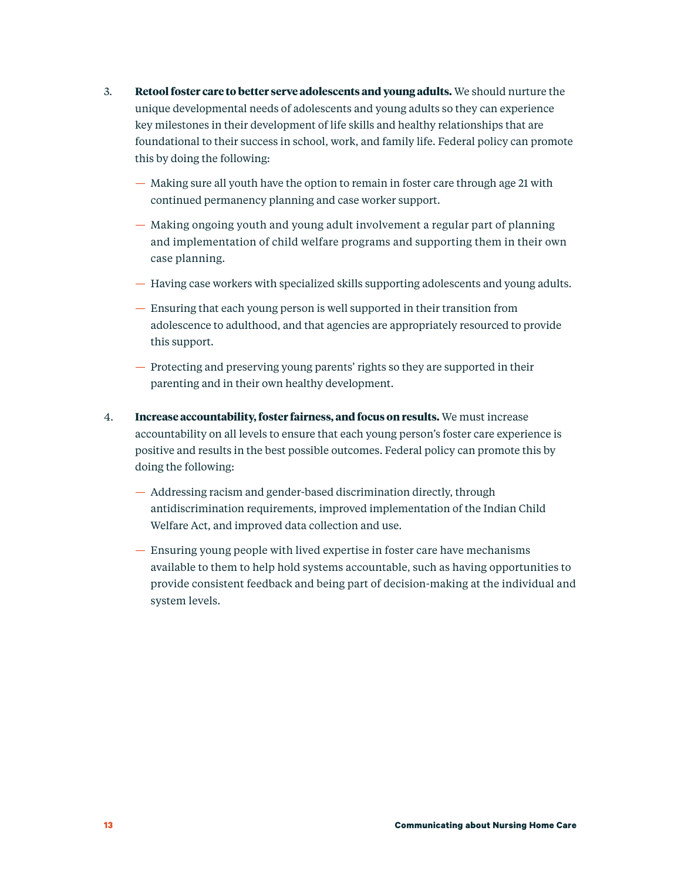3. **Retool foster care to better serve adolescents and young adults.** We should nurture the unique developmental needs of adolescents and young adults so they can experience key milestones in their development of life skills and healthy relationships that are foundational to their success in school, work, and family life. Federal policy can promote this by doing the following:

   — Making sure all youth have the option to remain in foster care through age 21 with continued permanency planning and case worker support.

   — Making ongoing youth and young adult involvement a regular part of planning and implementation of child welfare programs and supporting them in their own case planning.

   — Having case workers with specialized skills supporting adolescents and young adults.

   — Ensuring that each young person is well supported in their transition from adolescence to adulthood, and that agencies are appropriately resourced to provide this support.

   — Protecting and preserving young parents' rights so they are supported in their parenting and in their own healthy development.

4. **Increase accountability, foster fairness, and focus on results.** We must increase accountability on all levels to ensure that each young person's foster care experience is positive and results in the best possible outcomes. Federal policy can promote this by doing the following:

   — Addressing racism and gender-based discrimination directly, through antidiscrimination requirements, improved implementation of the Indian Child Welfare Act, and improved data collection and use.

   — Ensuring young people with lived expertise in foster care have mechanisms available to them to help hold systems accountable, such as having opportunities to provide consistent feedback and being part of decision-making at the individual and system levels.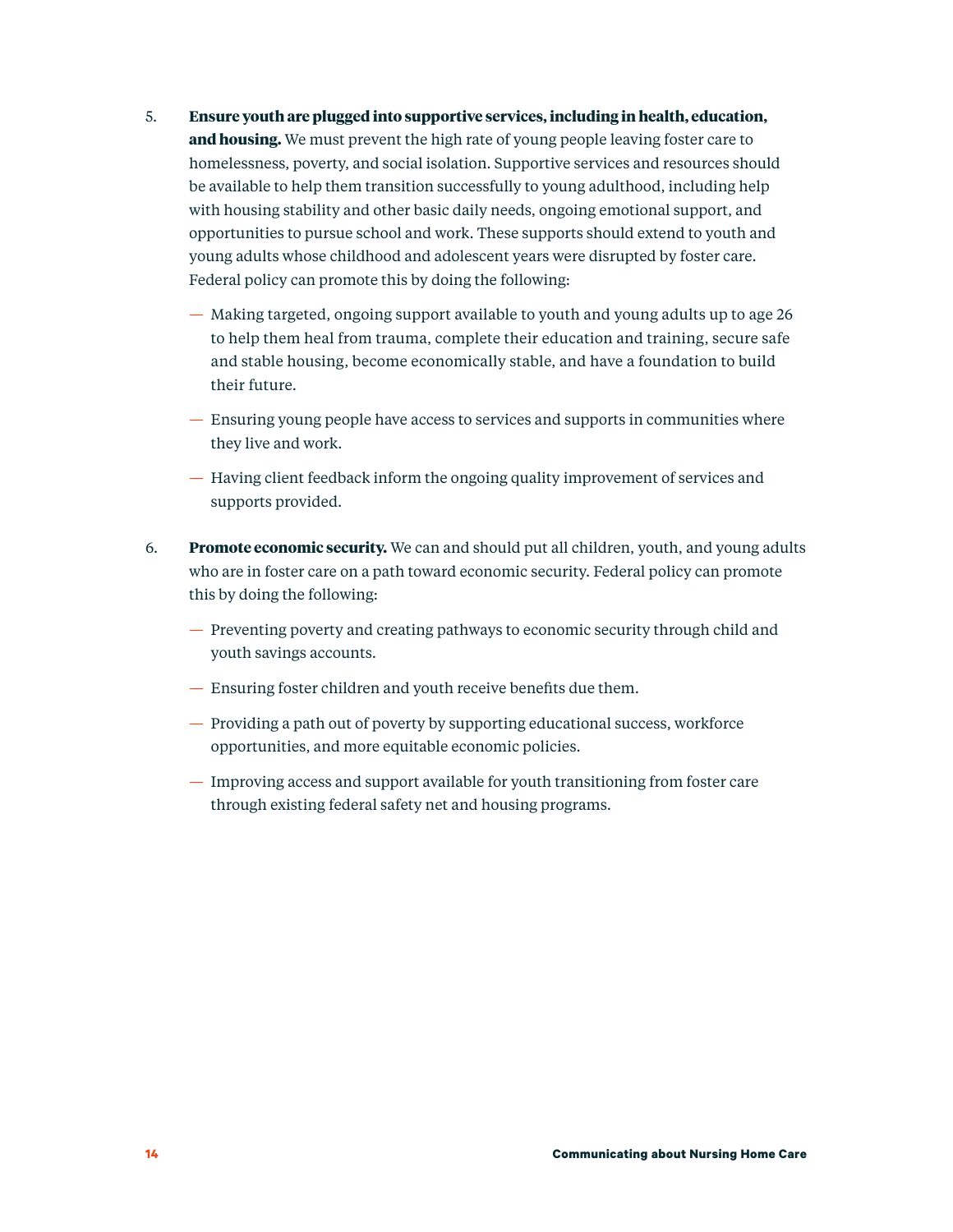5. **Ensure youth are plugged into supportive services, including in health, education, and housing.** We must prevent the high rate of young people leaving foster care to homelessness, poverty, and social isolation. Supportive services and resources should be available to help them transition successfully to young adulthood, including help with housing stability and other basic daily needs, ongoing emotional support, and opportunities to pursue school and work. These supports should extend to youth and young adults whose childhood and adolescent years were disrupted by foster care. Federal policy can promote this by doing the following:

   — Making targeted, ongoing support available to youth and young adults up to age 26 to help them heal from trauma, complete their education and training, secure safe and stable housing, become economically stable, and have a foundation to build their future.

   — Ensuring young people have access to services and supports in communities where they live and work.

   — Having client feedback inform the ongoing quality improvement of services and supports provided.

6. **Promote economic security.** We can and should put all children, youth, and young adults who are in foster care on a path toward economic security. Federal policy can promote this by doing the following:

   — Preventing poverty and creating pathways to economic security through child and youth savings accounts.

   — Ensuring foster children and youth receive benefits due them.

   — Providing a path out of poverty by supporting educational success, workforce opportunities, and more equitable economic policies.

   — Improving access and support available for youth transitioning from foster care through existing federal safety net and housing programs.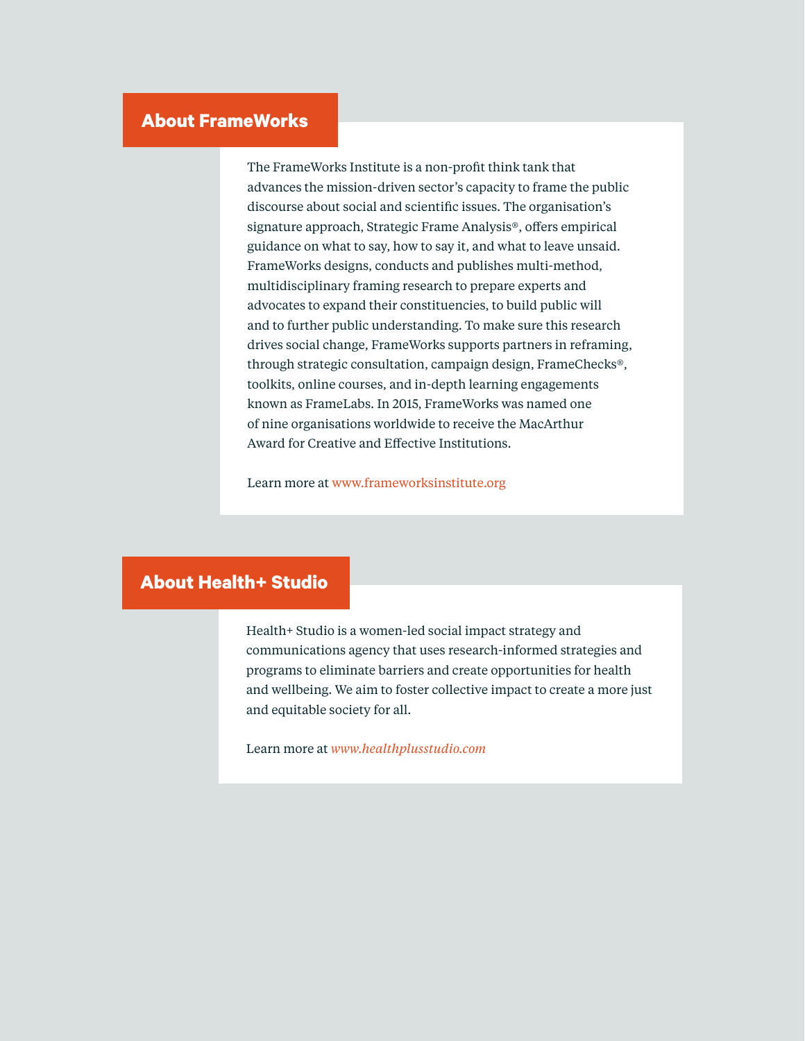## About FrameWorks

The FrameWorks Institute is a non-profit think tank that advances the mission-driven sector's capacity to frame the public discourse about social and scientific issues. The organisation's signature approach, Strategic Frame Analysis®, offers empirical guidance on what to say, how to say it, and what to leave unsaid. FrameWorks designs, conducts and publishes multi-method, multidisciplinary framing research to prepare experts and advocates to expand their constituencies, to build public will and to further public understanding. To make sure this research drives social change, FrameWorks supports partners in reframing, through strategic consultation, campaign design, FrameChecks®, toolkits, online courses, and in-depth learning engagements known as FrameLabs. In 2015, FrameWorks was named one of nine organisations worldwide to receive the MacArthur Award for Creative and Effective Institutions.

Learn more at www.frameworksinstitute.org

## About Health+ Studio

Health+ Studio is a women-led social impact strategy and communications agency that uses research-informed strategies and programs to eliminate barriers and create opportunities for health and wellbeing. We aim to foster collective impact to create a more just and equitable society for all.

Learn more at *www.healthplusstudio.com*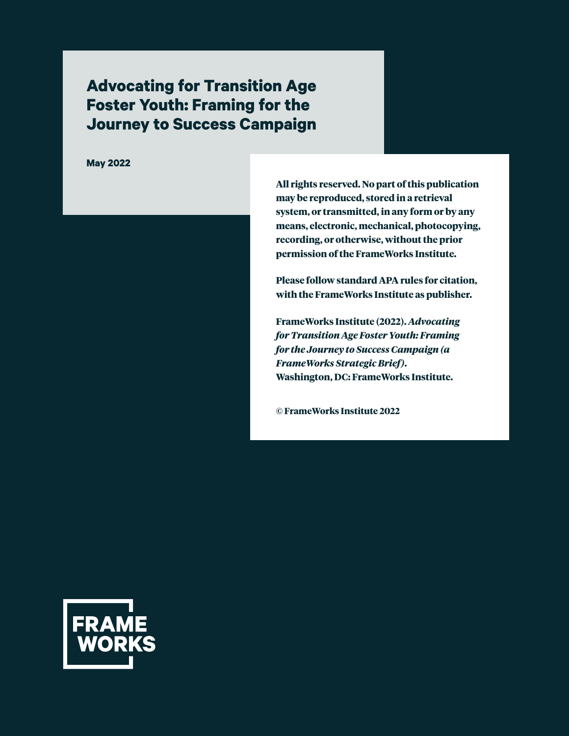# Advocating for Transition Age Foster Youth: Framing for the Journey to Success Campaign

**May 2022**

**All rights reserved. No part of this publication may be reproduced, stored in a retrieval system, or transmitted, in any form or by any means, electronic, mechanical, photocopying, recording, or otherwise, without the prior permission of the FrameWorks Institute.**

**Please follow standard APA rules for citation, with the FrameWorks Institute as publisher.**

**FrameWorks Institute (2022).** ***Advocating for Transition Age Foster Youth: Framing for the Journey to Success Campaign (a FrameWorks Strategic Brief).*** **Washington, DC: FrameWorks Institute.**

**© FrameWorks Institute 2022**

FRAME WORKS